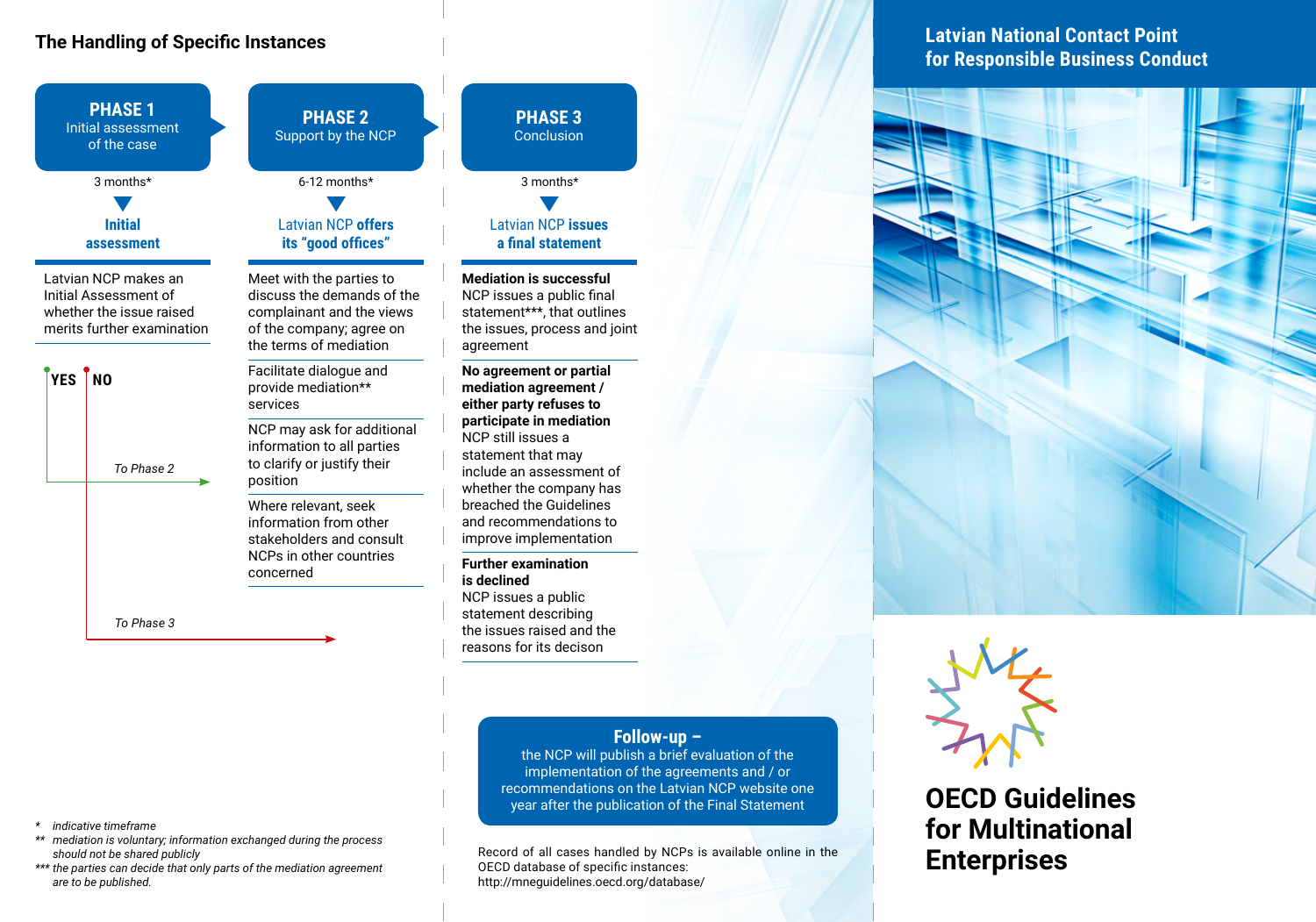## The Handling of Specific Instances

### PHASE 1
Initial assessment of the case

3 months*

**Initial assessment**

Latvian NCP makes an Initial Assessment of whether the issue raised merits further examination

**YES** – *To Phase 2*

**NO** – *To Phase 3*

### PHASE 2
Support by the NCP

6-12 months*

Latvian NCP **offers its "good offices"**

- Meet with the parties to discuss the demands of the complainant and the views of the company; agree on the terms of mediation
- Facilitate dialogue and provide mediation** services
- NCP may ask for additional information to all parties to clarify or justify their position
- Where relevant, seek information from other stakeholders and consult NCPs in other countries concerned

### PHASE 3
Conclusion

3 months*

Latvian NCP **issues a final statement**

**Mediation is successful**
NCP issues a public final statement***, that outlines the issues, process and joint agreement

**No agreement or partial mediation agreement / either party refuses to participate in mediation**
NCP still issues a statement that may include an assessment of whether the company has breached the Guidelines and recommendations to improve implementation

**Further examination is declined**
NCP issues a public statement describing the issues raised and the reasons for its decison

**Follow-up –**
the NCP will publish a brief evaluation of the implementation of the agreements and / or recommendations on the Latvian NCP website one year after the publication of the Final Statement

Record of all cases handled by NCPs is available online in the OECD database of specific instances: http://mneguidelines.oecd.org/database/

*\* indicative timeframe*

*\*\* mediation is voluntary; information exchanged during the process should not be shared publicly*

*\*\*\* the parties can decide that only parts of the mediation agreement are to be published.*

## Latvian National Contact Point for Responsible Business Conduct

# OECD Guidelines for Multinational Enterprises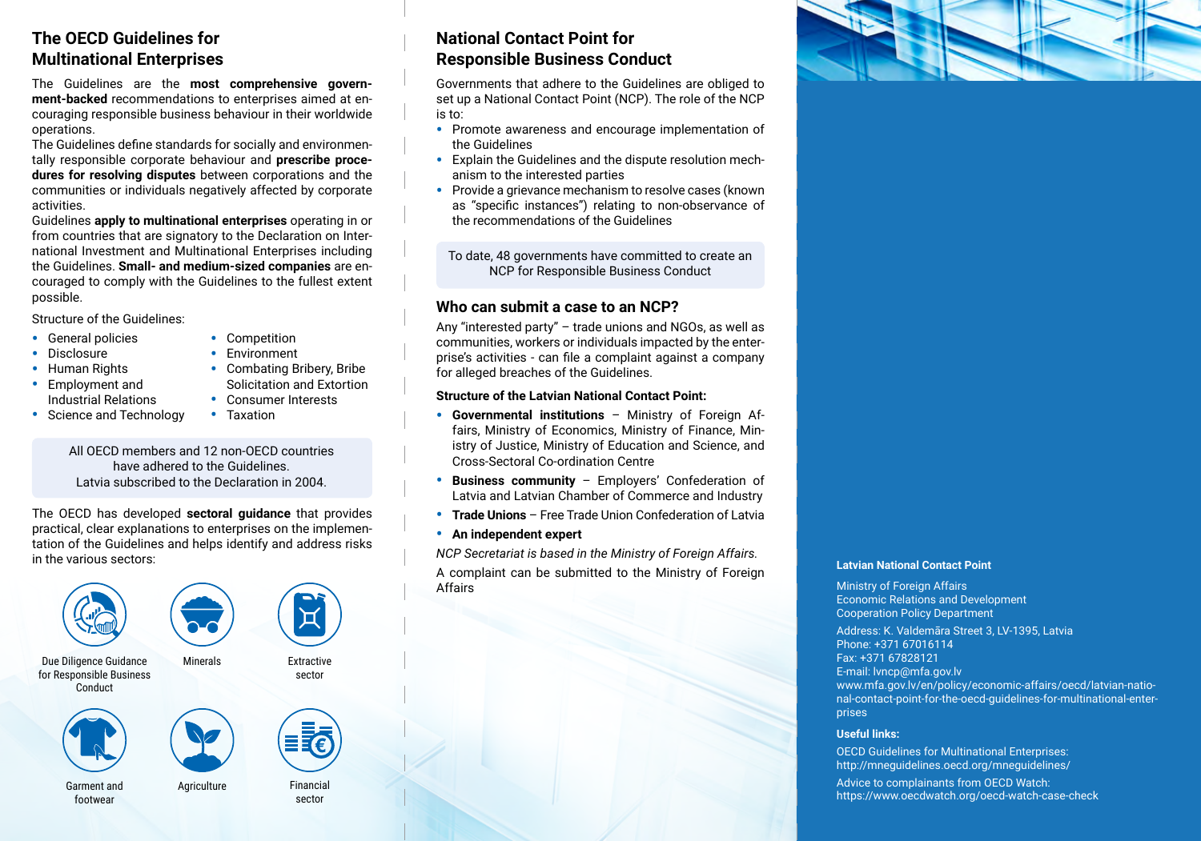## The OECD Guidelines for Multinational Enterprises

The Guidelines are the **most comprehensive government-backed** recommendations to enterprises aimed at encouraging responsible business behaviour in their worldwide operations.

The Guidelines define standards for socially and environmentally responsible corporate behaviour and **prescribe procedures for resolving disputes** between corporations and the communities or individuals negatively affected by corporate activities.

Guidelines **apply to multinational enterprises** operating in or from countries that are signatory to the Declaration on International Investment and Multinational Enterprises including the Guidelines. **Small- and medium-sized companies** are encouraged to comply with the Guidelines to the fullest extent possible.

Structure of the Guidelines:

- General policies
- Disclosure
- Human Rights
- Employment and Industrial Relations
- Science and Technology
- Competition
- Environment
- Combating Bribery, Bribe Solicitation and Extortion
- Consumer Interests
- Taxation

All OECD members and 12 non-OECD countries have adhered to the Guidelines.
Latvia subscribed to the Declaration in 2004.

The OECD has developed **sectoral guidance** that provides practical, clear explanations to enterprises on the implementation of the Guidelines and helps identify and address risks in the various sectors:

Due Diligence Guidance for Responsible Business Conduct

Minerals

Extractive sector

Garment and footwear

Agriculture

Financial sector

## National Contact Point for Responsible Business Conduct

Governments that adhere to the Guidelines are obliged to set up a National Contact Point (NCP). The role of the NCP is to:

- Promote awareness and encourage implementation of the Guidelines
- Explain the Guidelines and the dispute resolution mechanism to the interested parties
- Provide a grievance mechanism to resolve cases (known as "specific instances") relating to non-observance of the recommendations of the Guidelines

To date, 48 governments have committed to create an NCP for Responsible Business Conduct

### Who can submit a case to an NCP?

Any "interested party" – trade unions and NGOs, as well as communities, workers or individuals impacted by the enterprise's activities - can file a complaint against a company for alleged breaches of the Guidelines.

**Structure of the Latvian National Contact Point:**

- **Governmental institutions** – Ministry of Foreign Affairs, Ministry of Economics, Ministry of Finance, Ministry of Justice, Ministry of Education and Science, and Cross-Sectoral Co-ordination Centre
- **Business community** – Employers' Confederation of Latvia and Latvian Chamber of Commerce and Industry
- **Trade Unions** – Free Trade Union Confederation of Latvia
- **An independent expert**

*NCP Secretariat is based in the Ministry of Foreign Affairs.*

A complaint can be submitted to the Ministry of Foreign Affairs

**Latvian National Contact Point**

Ministry of Foreign Affairs
Economic Relations and Development Cooperation Policy Department

Address: K. Valdemāra Street 3, LV-1395, Latvia
Phone: +371 67016114
Fax: +371 67828121
E-mail: lvncp@mfa.gov.lv
www.mfa.gov.lv/en/policy/economic-affairs/oecd/latvian-national-contact-point-for-the-oecd-guidelines-for-multinational-enterprises

**Useful links:**

OECD Guidelines for Multinational Enterprises:
http://mneguidelines.oecd.org/mneguidelines/

Advice to complainants from OECD Watch:
https://www.oecdwatch.org/oecd-watch-case-check